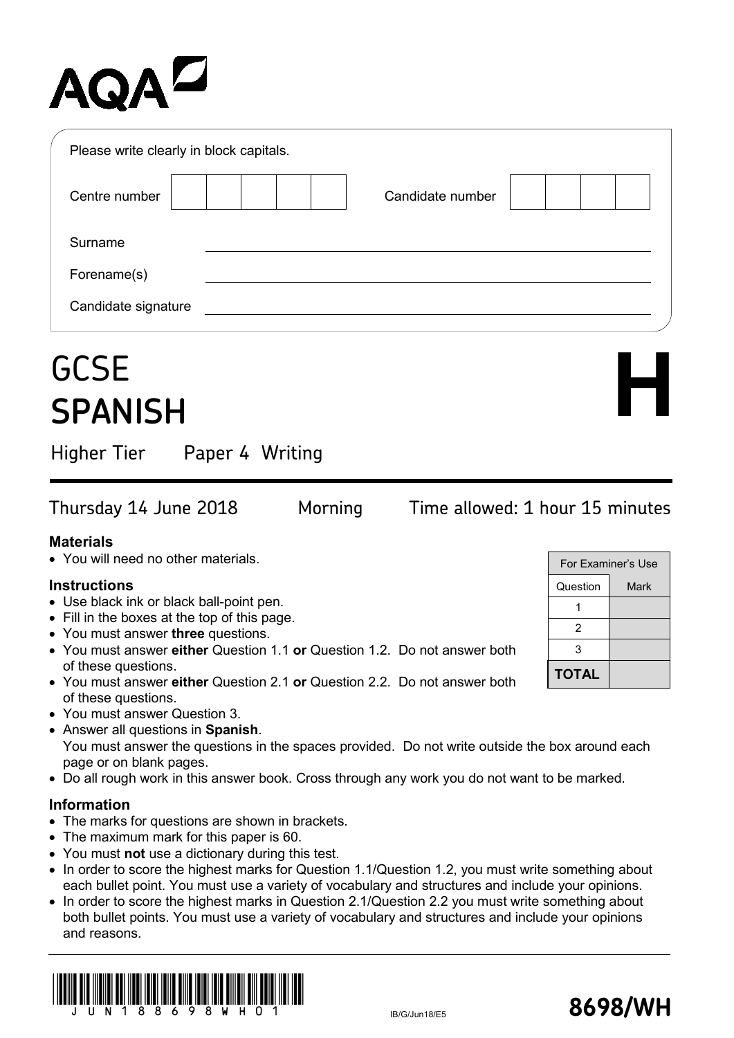AQA

Please write clearly in block capitals.

Centre number | | | | | | Candidate number | | | | |

Surname ______________________

Forename(s) ______________________

Candidate signature ______________________

# GCSE SPANISH

**H**

Higher Tier Paper 4 Writing

Thursday 14 June 2018 Morning Time allowed: 1 hour 15 minutes

### Materials

- You will need no other materials.

### Instructions

- Use black ink or black ball-point pen.
- Fill in the boxes at the top of this page.
- You must answer **three** questions.
- You must answer **either** Question 1.1 **or** Question 1.2. Do not answer both of these questions.
- You must answer **either** Question 2.1 **or** Question 2.2. Do not answer both of these questions.
- You must answer Question 3.
- Answer all questions in **Spanish**. You must answer the questions in the spaces provided. Do not write outside the box around each page or on blank pages.
- Do all rough work in this answer book. Cross through any work you do not want to be marked.

### Information

- The marks for questions are shown in brackets.
- The maximum mark for this paper is 60.
- You must **not** use a dictionary during this test.
- In order to score the highest marks for Question 1.1/Question 1.2, you must write something about each bullet point. You must use a variety of vocabulary and structures and include your opinions.
- In order to score the highest marks in Question 2.1/Question 2.2 you must write something about both bullet points. You must use a variety of vocabulary and structures and include your opinions and reasons.

| For Examiner's Use | |
|---|---|
| Question | Mark |
| 1 | |
| 2 | |
| 3 | |
| **TOTAL** | |

JUN188698WH01

IB/G/Jun18/E5

**8698/WH**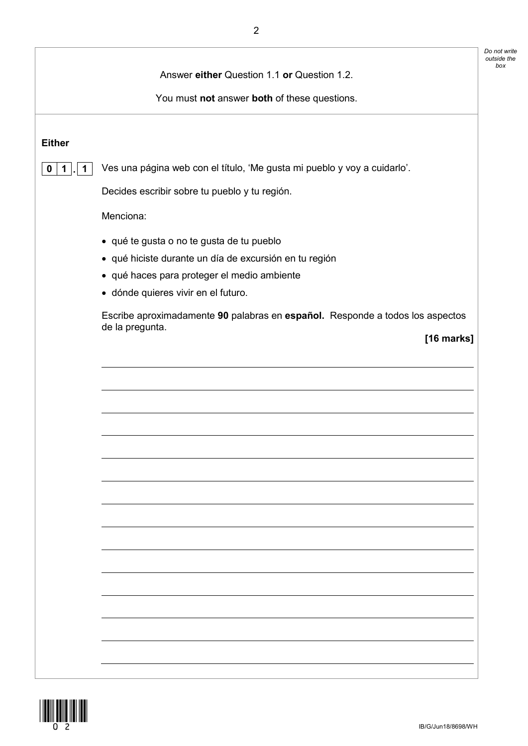*Do not write outside the box*

Answer **either** Question 1.1 **or** Question 1.2.

You must **not** answer **both** of these questions.

**Either**

**0 1 . 1** Ves una página web con el título, 'Me gusta mi pueblo y voy a cuidarlo'.

Decides escribir sobre tu pueblo y tu región.

Menciona:

- qué te gusta o no te gusta de tu pueblo
- qué hiciste durante un día de excursión en tu región
- qué haces para proteger el medio ambiente
- dónde quieres vivir en el futuro.

Escribe aproximadamente **90** palabras en **español.** Responde a todos los aspectos de la pregunta.

**[16 marks]**

IB/G/Jun18/8698/WH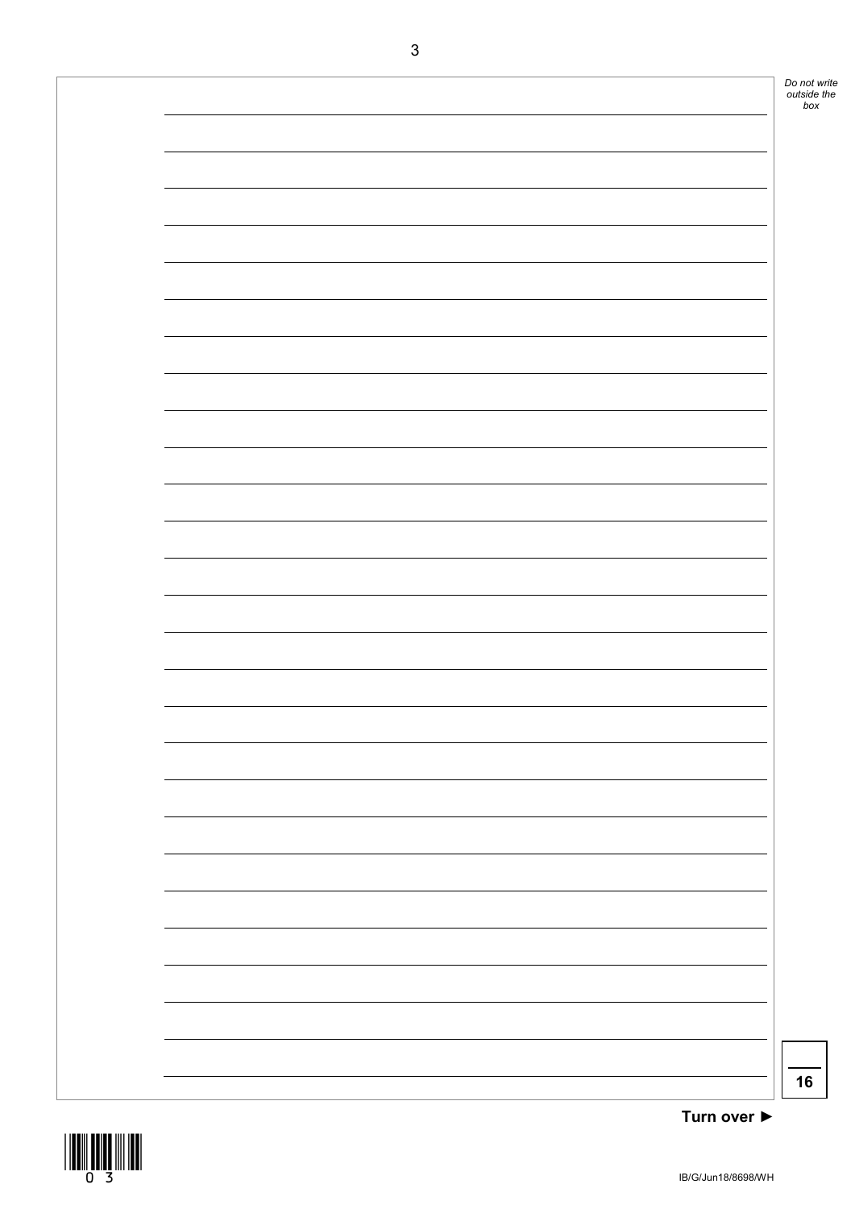16

**Turn over ►**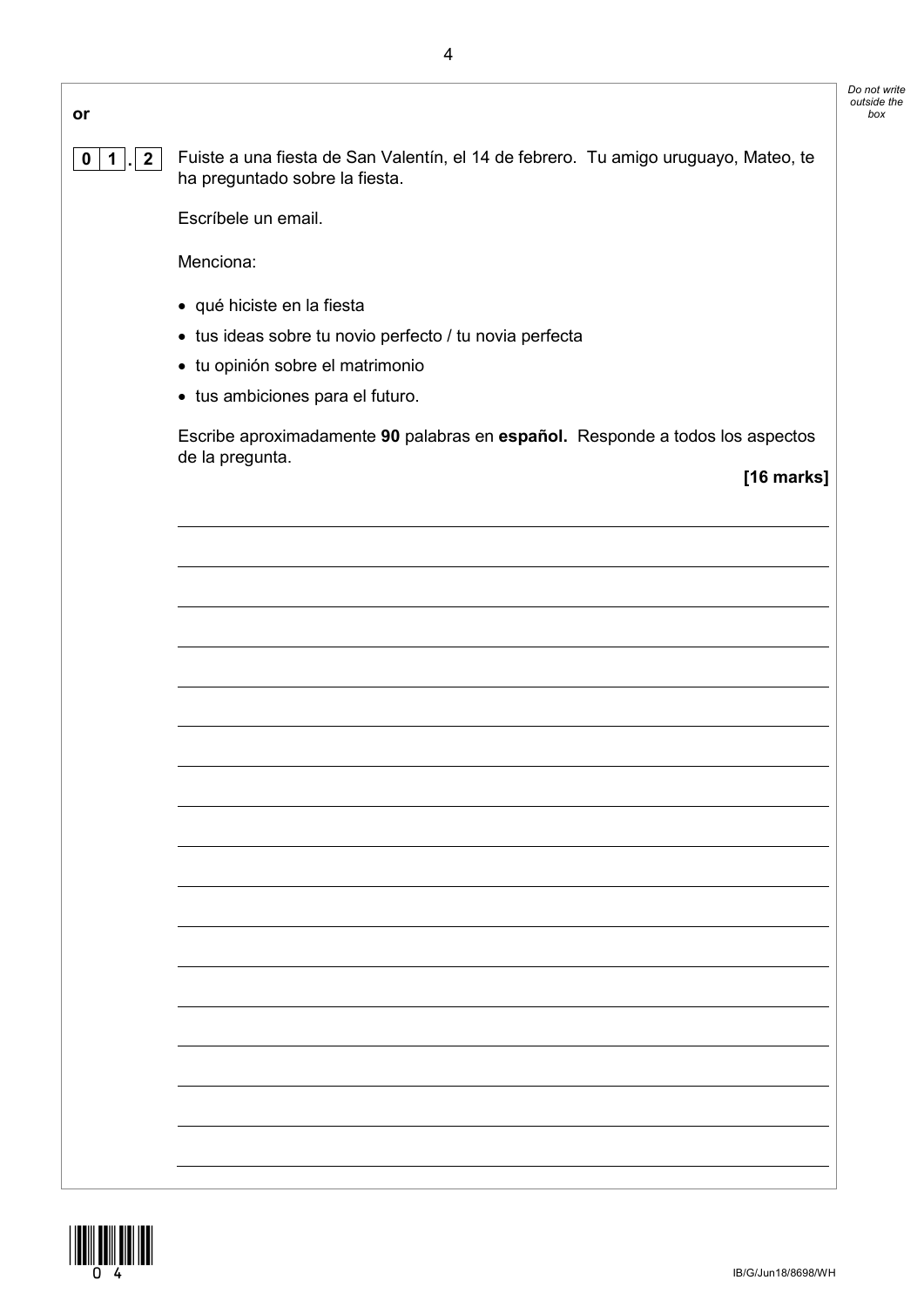**or**

**0 1 . 2** Fuiste a una fiesta de San Valentín, el 14 de febrero. Tu amigo uruguayo, Mateo, te ha preguntado sobre la fiesta.

Escríbele un email.

Menciona:

- qué hiciste en la fiesta
- tus ideas sobre tu novio perfecto / tu novia perfecta
- tu opinión sobre el matrimonio
- tus ambiciones para el futuro.

Escribe aproximadamente **90** palabras en **español.** Responde a todos los aspectos de la pregunta.

**[16 marks]**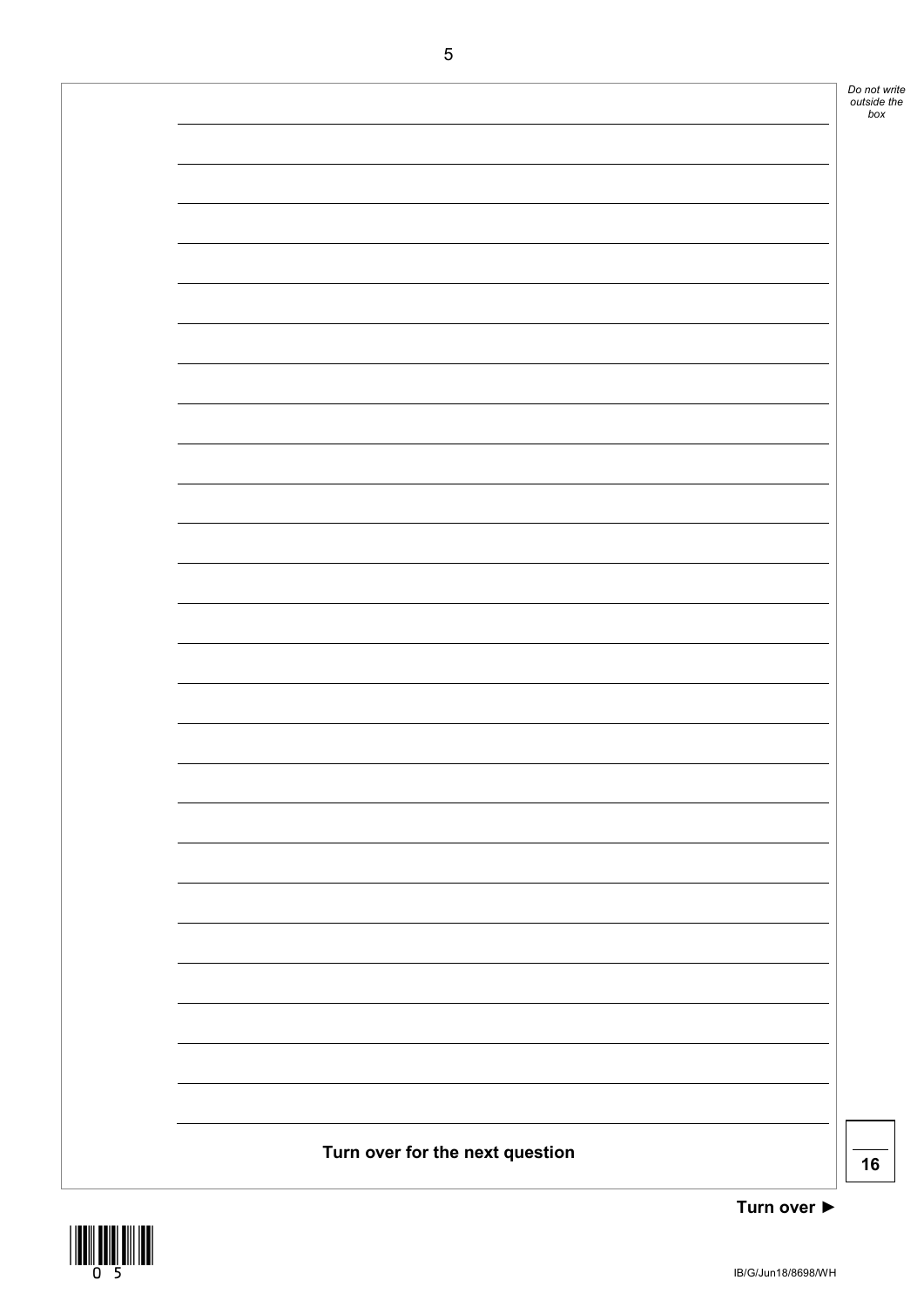Turn over for the next question

16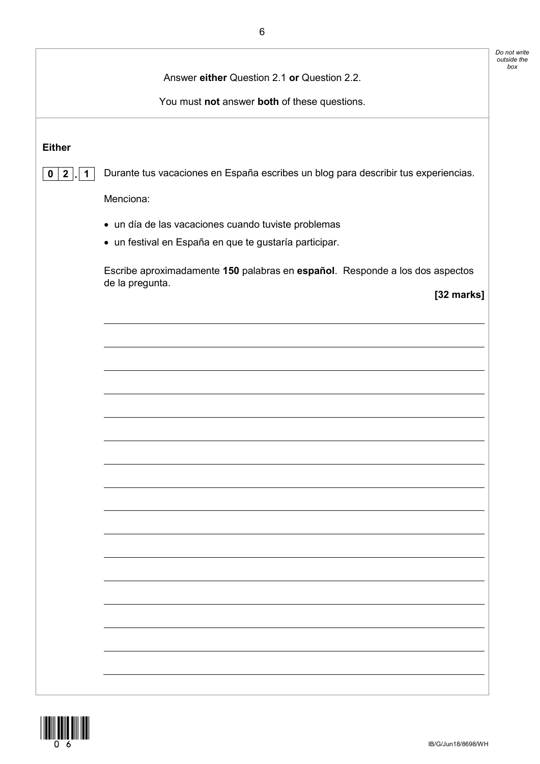Answer **either** Question 2.1 **or** Question 2.2.

You must **not** answer **both** of these questions.

**Either**

**0 2 . 1** Durante tus vacaciones en España escribes un blog para describir tus experiencias.

Menciona:

- un día de las vacaciones cuando tuviste problemas
- un festival en España en que te gustaría participar.

Escribe aproximadamente **150** palabras en **español**. Responde a los dos aspectos de la pregunta.

**[32 marks]**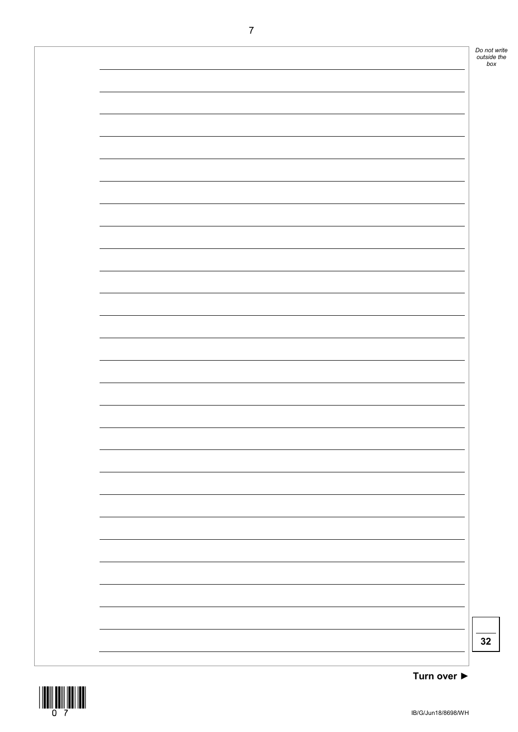32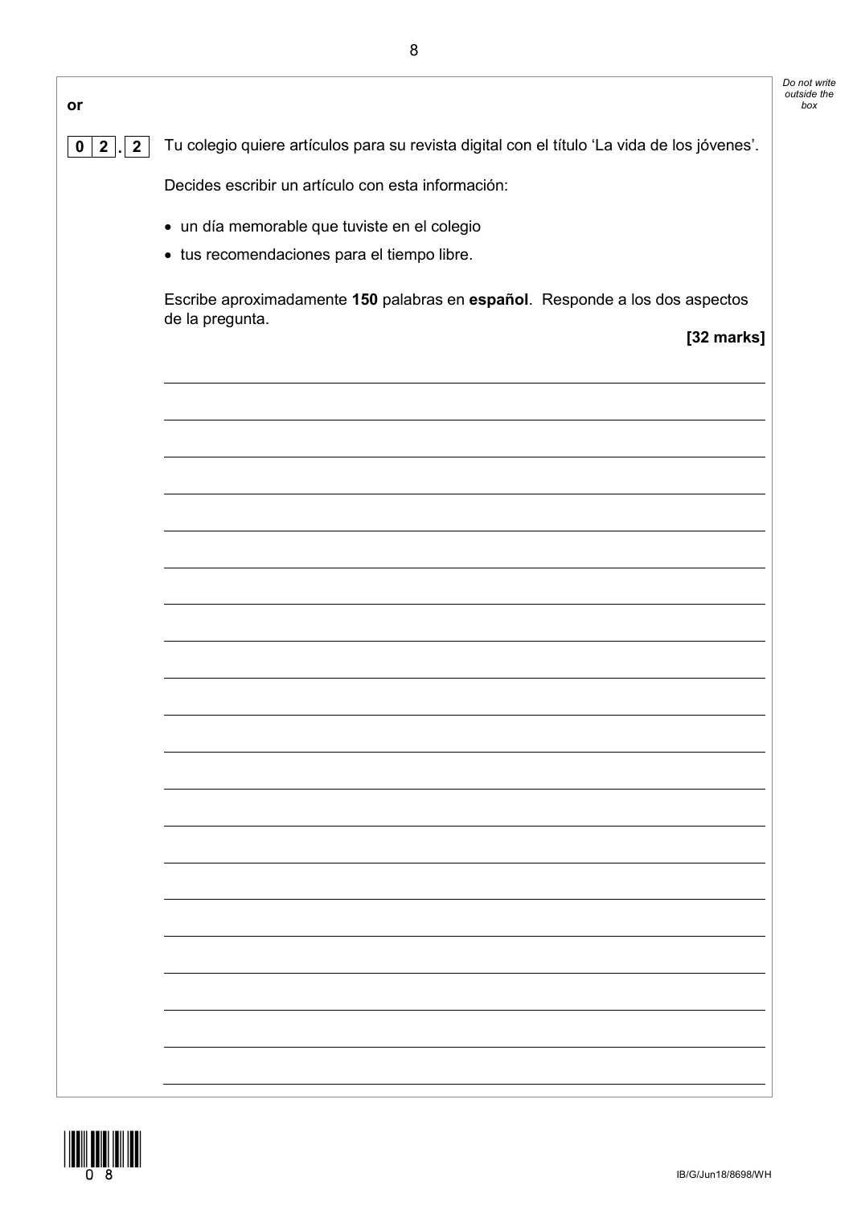**or**

**0 2 . 2** Tu colegio quiere artículos para su revista digital con el título 'La vida de los jóvenes'.

Decides escribir un artículo con esta información:

- un día memorable que tuviste en el colegio
- tus recomendaciones para el tiempo libre.

Escribe aproximadamente **150** palabras en **español**. Responde a los dos aspectos de la pregunta.

**[32 marks]**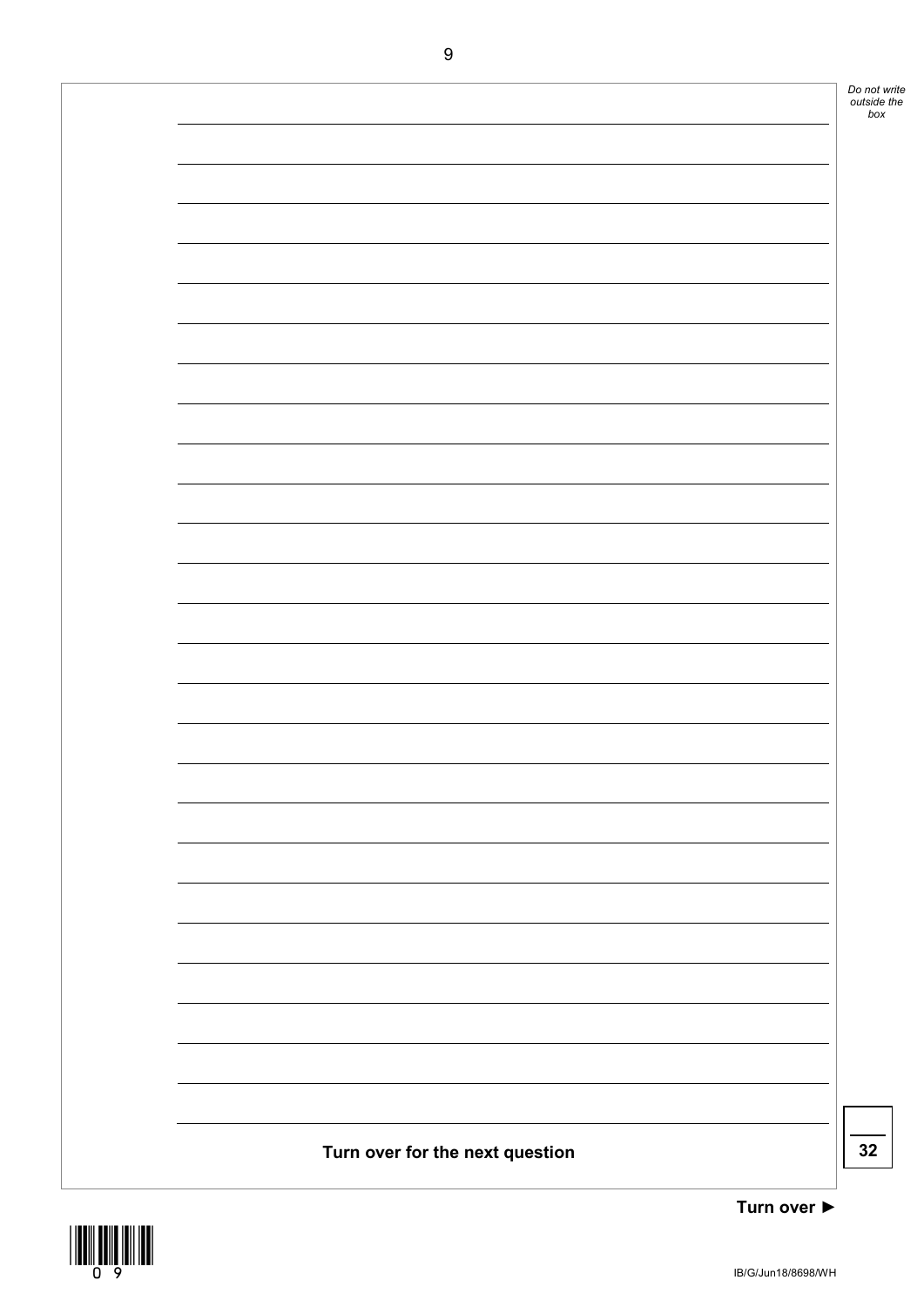**Turn over for the next question**

32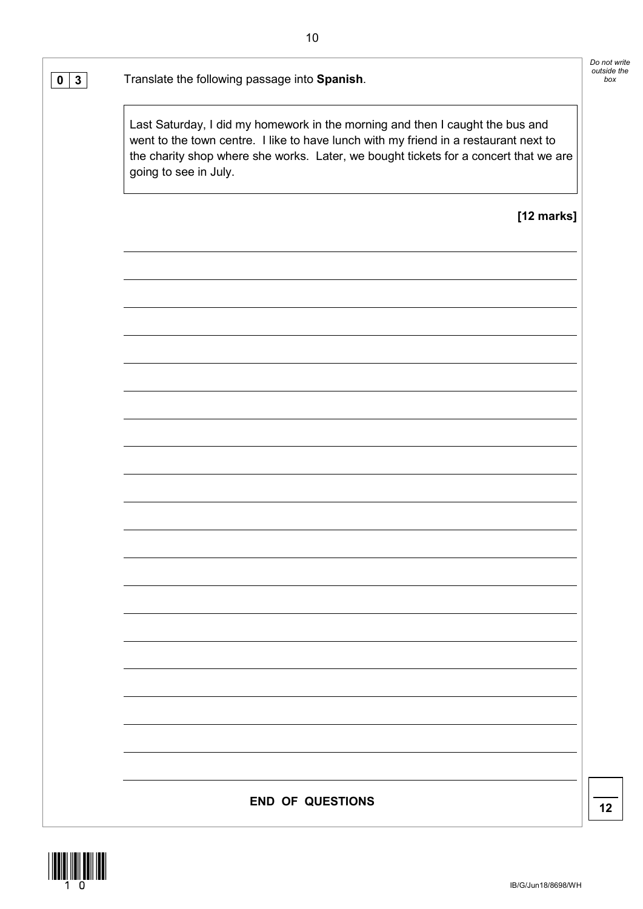**0 3** Translate the following passage into **Spanish**.

> Last Saturday, I did my homework in the morning and then I caught the bus and went to the town centre. I like to have lunch with my friend in a restaurant next to the charity shop where she works. Later, we bought tickets for a concert that we are going to see in July.

**[12 marks]**

**END OF QUESTIONS**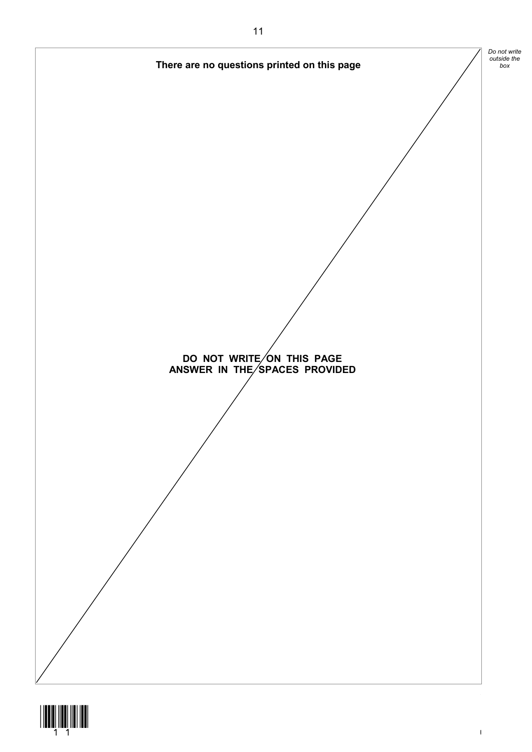**There are no questions printed on this page**

**DO NOT WRITE ON THIS PAGE**
**ANSWER IN THE SPACES PROVIDED**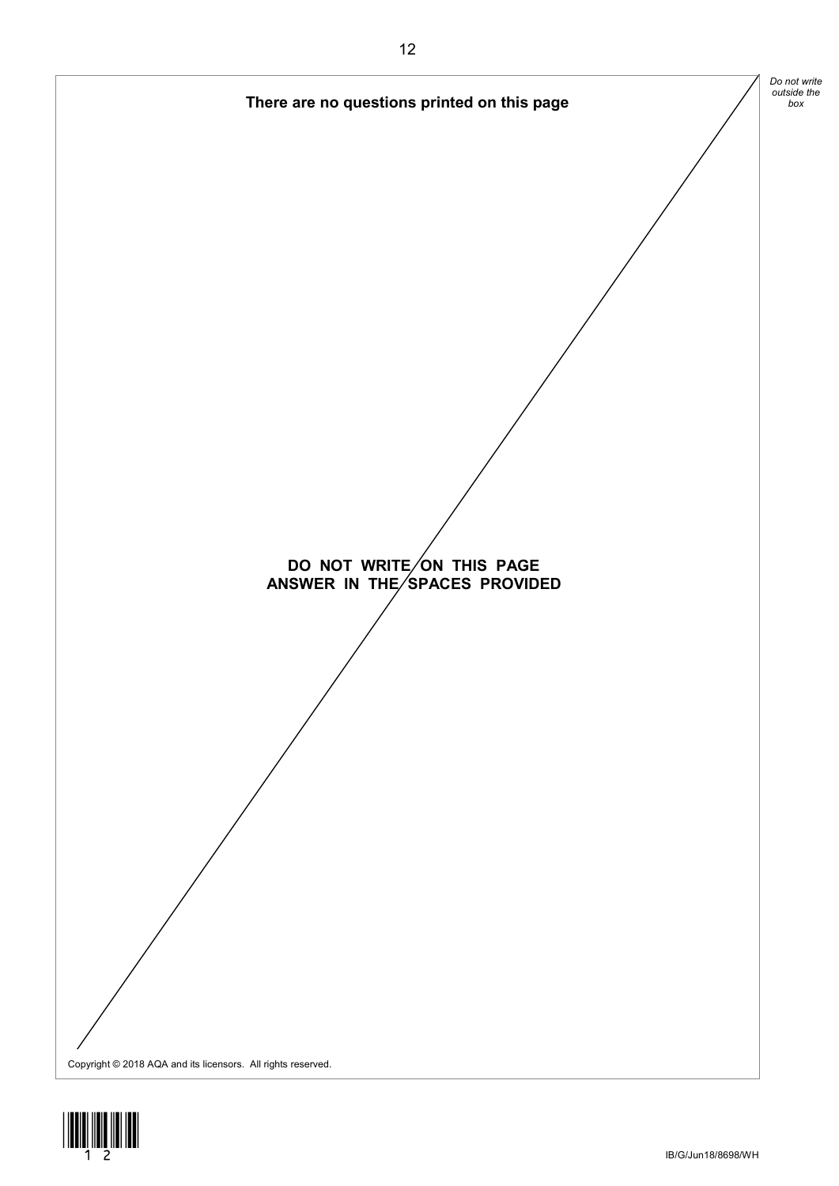**There are no questions printed on this page**

**DO NOT WRITE ON THIS PAGE**
**ANSWER IN THE SPACES PROVIDED**

Copyright © 2018 AQA and its licensors. All rights reserved.